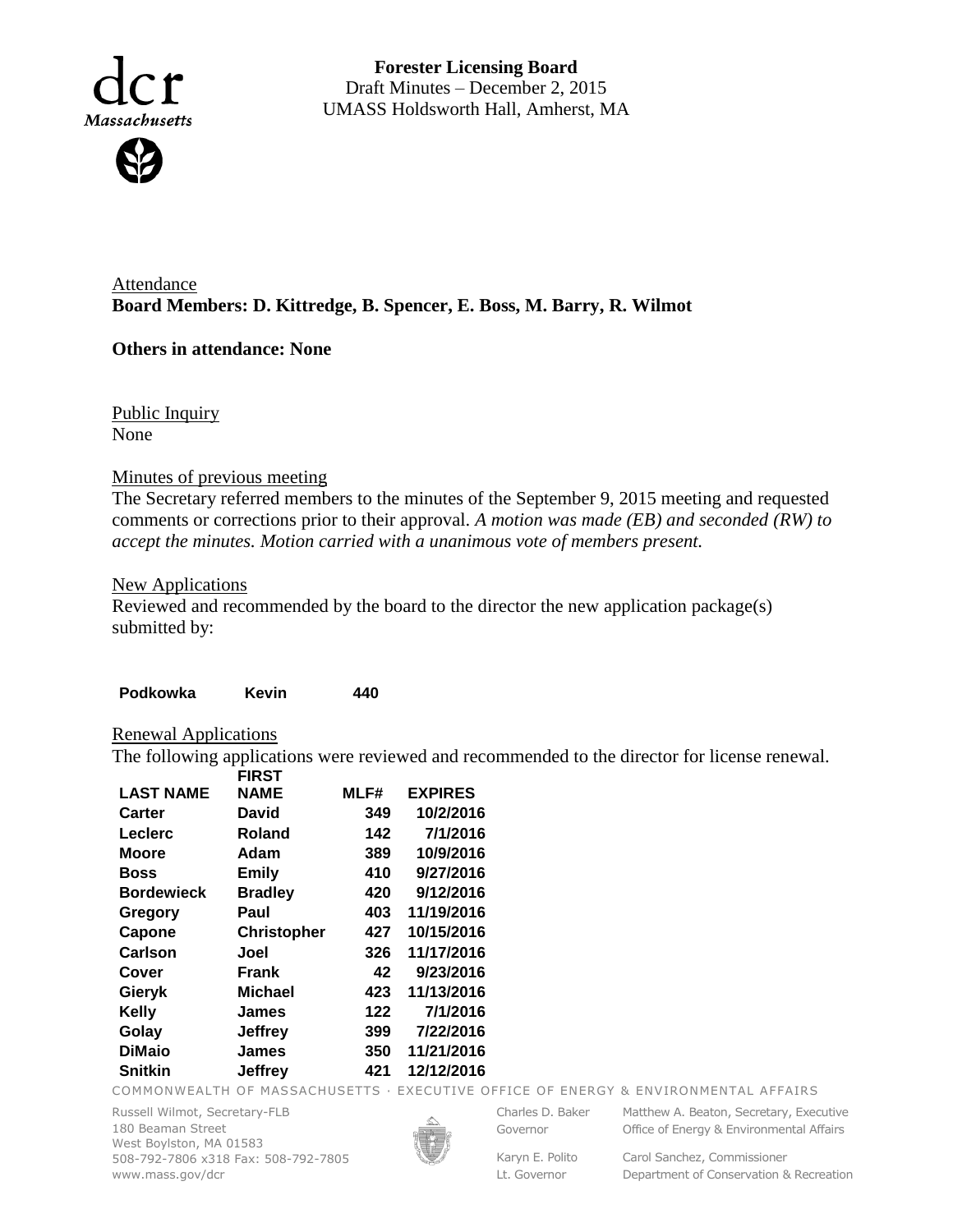**Forester Licensing Board**
Draft Minutes – December 2, 2015
UMASS Holdsworth Hall, Amherst, MA

Attendance
**Board Members: D. Kittredge, B. Spencer, E. Boss, M. Barry, R. Wilmot**

**Others in attendance: None**

Public Inquiry
None

Minutes of previous meeting
The Secretary referred members to the minutes of the September 9, 2015 meeting and requested comments or corrections prior to their approval. *A motion was made (EB) and seconded (RW) to accept the minutes. Motion carried with a unanimous vote of members present.*

New Applications
Reviewed and recommended by the board to the director the new application package(s) submitted by:

| | | |
|---|---|---|
| **Podkowka** | **Kevin** | **440** |

Renewal Applications
The following applications were reviewed and recommended to the director for license renewal.

| LAST NAME | FIRST NAME | MLF# | EXPIRES |
|---|---|---|---|
| Carter | David | 349 | 10/2/2016 |
| Leclerc | Roland | 142 | 7/1/2016 |
| Moore | Adam | 389 | 10/9/2016 |
| Boss | Emily | 410 | 9/27/2016 |
| Bordewieck | Bradley | 420 | 9/12/2016 |
| Gregory | Paul | 403 | 11/19/2016 |
| Capone | Christopher | 427 | 10/15/2016 |
| Carlson | Joel | 326 | 11/17/2016 |
| Cover | Frank | 42 | 9/23/2016 |
| Gieryk | Michael | 423 | 11/13/2016 |
| Kelly | James | 122 | 7/1/2016 |
| Golay | Jeffrey | 399 | 7/22/2016 |
| DiMaio | James | 350 | 11/21/2016 |
| Snitkin | Jeffrey | 421 | 12/12/2016 |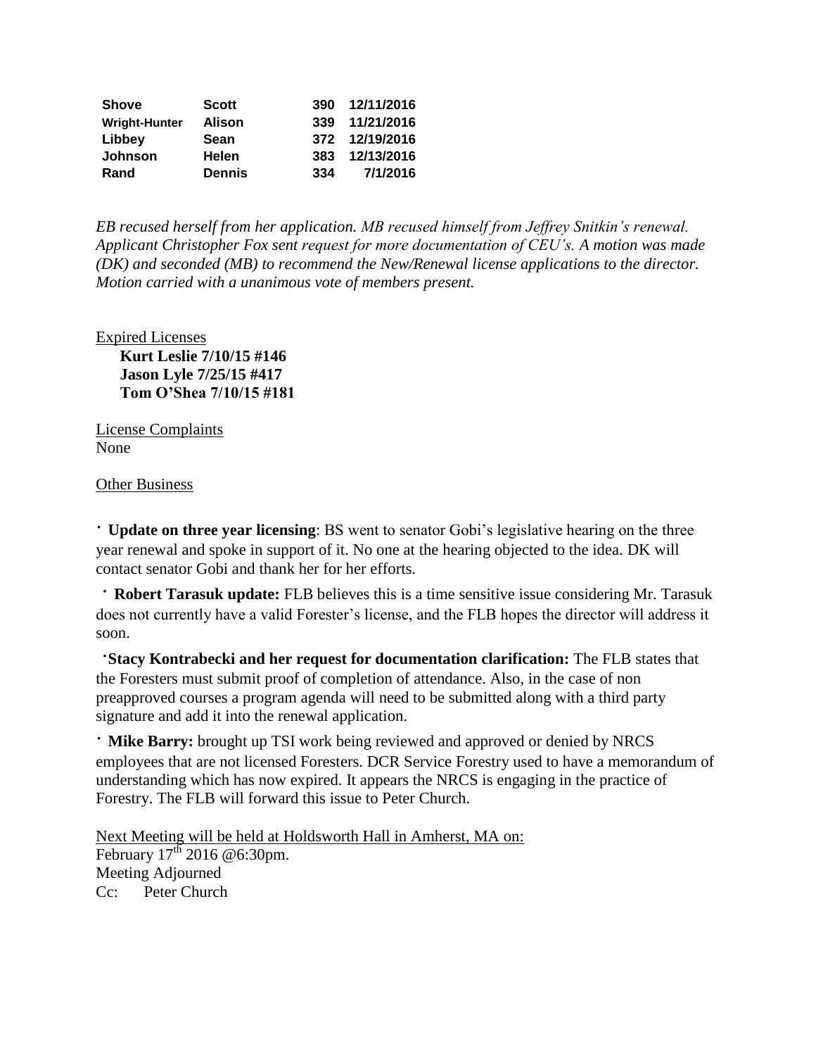| | | | |
|---|---|---|---|
| **Shove** | **Scott** | **390** | **12/11/2016** |
| **Wright-Hunter** | **Alison** | **339** | **11/21/2016** |
| **Libbey** | **Sean** | **372** | **12/19/2016** |
| **Johnson** | **Helen** | **383** | **12/13/2016** |
| **Rand** | **Dennis** | **334** | **7/1/2016** |

*EB recused herself from her application. MB recused himself from Jeffrey Snitkin's renewal. Applicant Christopher Fox sent request for more documentation of CEU's. A motion was made (DK) and seconded (MB) to recommend the New/Renewal license applications to the director. Motion carried with a unanimous vote of members present.*

Expired Licenses

**Kurt Leslie 7/10/15 #146**
**Jason Lyle 7/25/15 #417**
**Tom O'Shea 7/10/15 #181**

License Complaints
None

Other Business

- **Update on three year licensing**: BS went to senator Gobi's legislative hearing on the three year renewal and spoke in support of it. No one at the hearing objected to the idea. DK will contact senator Gobi and thank her for her efforts.
- **Robert Tarasuk update:** FLB believes this is a time sensitive issue considering Mr. Tarasuk does not currently have a valid Forester's license, and the FLB hopes the director will address it soon.
- **Stacy Kontrabecki and her request for documentation clarification:** The FLB states that the Foresters must submit proof of completion of attendance. Also, in the case of non preapproved courses a program agenda will need to be submitted along with a third party signature and add it into the renewal application.
- **Mike Barry:** brought up TSI work being reviewed and approved or denied by NRCS employees that are not licensed Foresters. DCR Service Forestry used to have a memorandum of understanding which has now expired. It appears the NRCS is engaging in the practice of Forestry. The FLB will forward this issue to Peter Church.

Next Meeting will be held at Holdsworth Hall in Amherst, MA on:
February 17th 2016 @6:30pm.
Meeting Adjourned
Cc: Peter Church